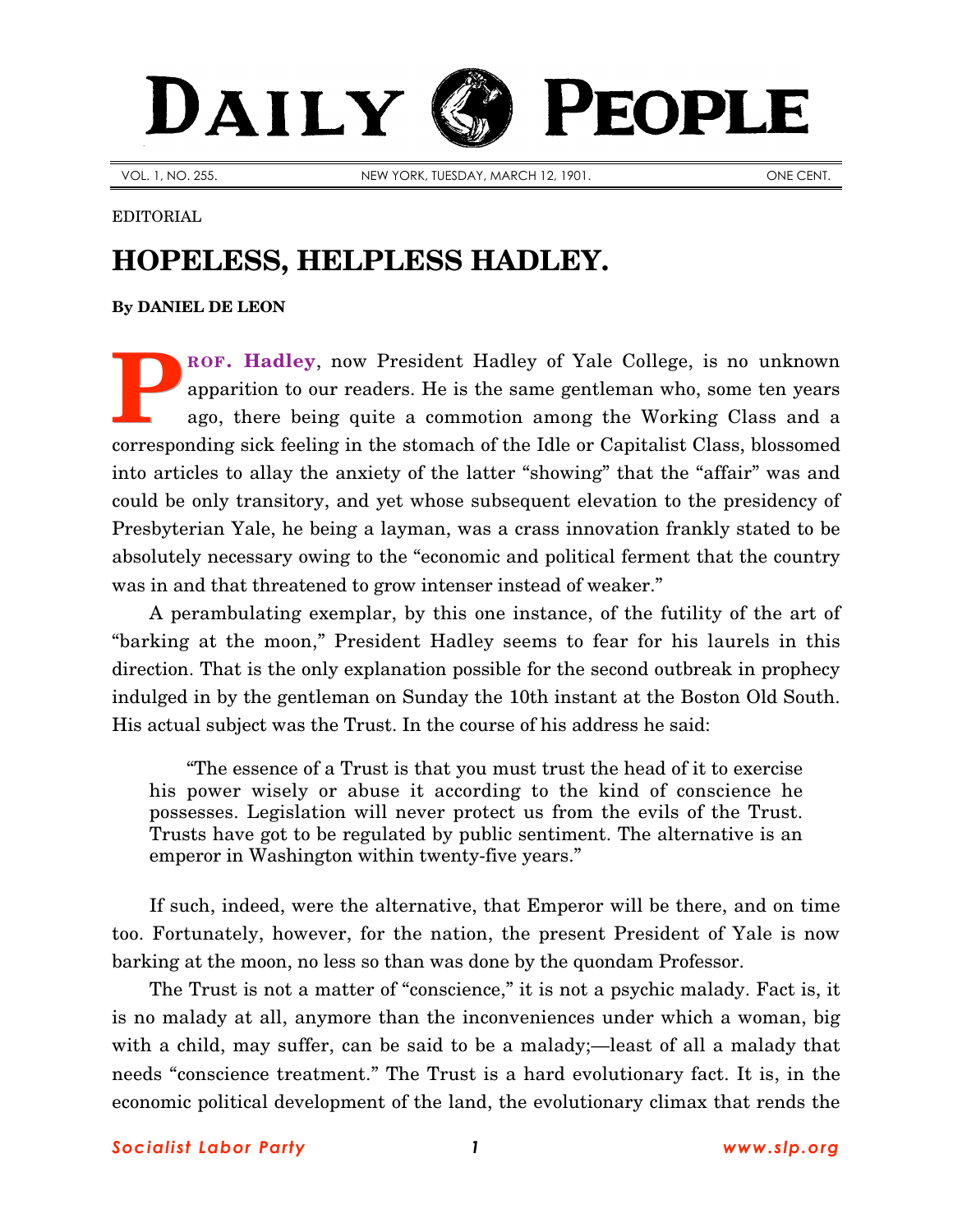# DAILY PEOPLE

VOL. 1, NO. 255. NEW YORK, TUESDAY, MARCH 12, 1901. ONE CENT.

EDITORIAL

## HOPELESS, HELPLESS HADLEY.

**By DANIEL DE LEON**

**PROF. Hadley**, now President Hadley of Yale College, is no unknown apparition to our readers. He is the same gentleman who, some ten years ago, there being quite a commotion among the Working Class and a corresponding sick feeling in the stomach of the Idle or Capitalist Class, blossomed into articles to allay the anxiety of the latter "showing" that the "affair" was and could be only transitory, and yet whose subsequent elevation to the presidency of Presbyterian Yale, he being a layman, was a crass innovation frankly stated to be absolutely necessary owing to the "economic and political ferment that the country was in and that threatened to grow intenser instead of weaker."

A perambulating exemplar, by this one instance, of the futility of the art of "barking at the moon," President Hadley seems to fear for his laurels in this direction. That is the only explanation possible for the second outbreak in prophecy indulged in by the gentleman on Sunday the 10th instant at the Boston Old South. His actual subject was the Trust. In the course of his address he said:

> "The essence of a Trust is that you must trust the head of it to exercise his power wisely or abuse it according to the kind of conscience he possesses. Legislation will never protect us from the evils of the Trust. Trusts have got to be regulated by public sentiment. The alternative is an emperor in Washington within twenty-five years."

If such, indeed, were the alternative, that Emperor will be there, and on time too. Fortunately, however, for the nation, the present President of Yale is now barking at the moon, no less so than was done by the quondam Professor.

The Trust is not a matter of "conscience," it is not a psychic malady. Fact is, it is no malady at all, anymore than the inconveniences under which a woman, big with a child, may suffer, can be said to be a malady;—least of all a malady that needs "conscience treatment." The Trust is a hard evolutionary fact. It is, in the economic political development of the land, the evolutionary climax that rends the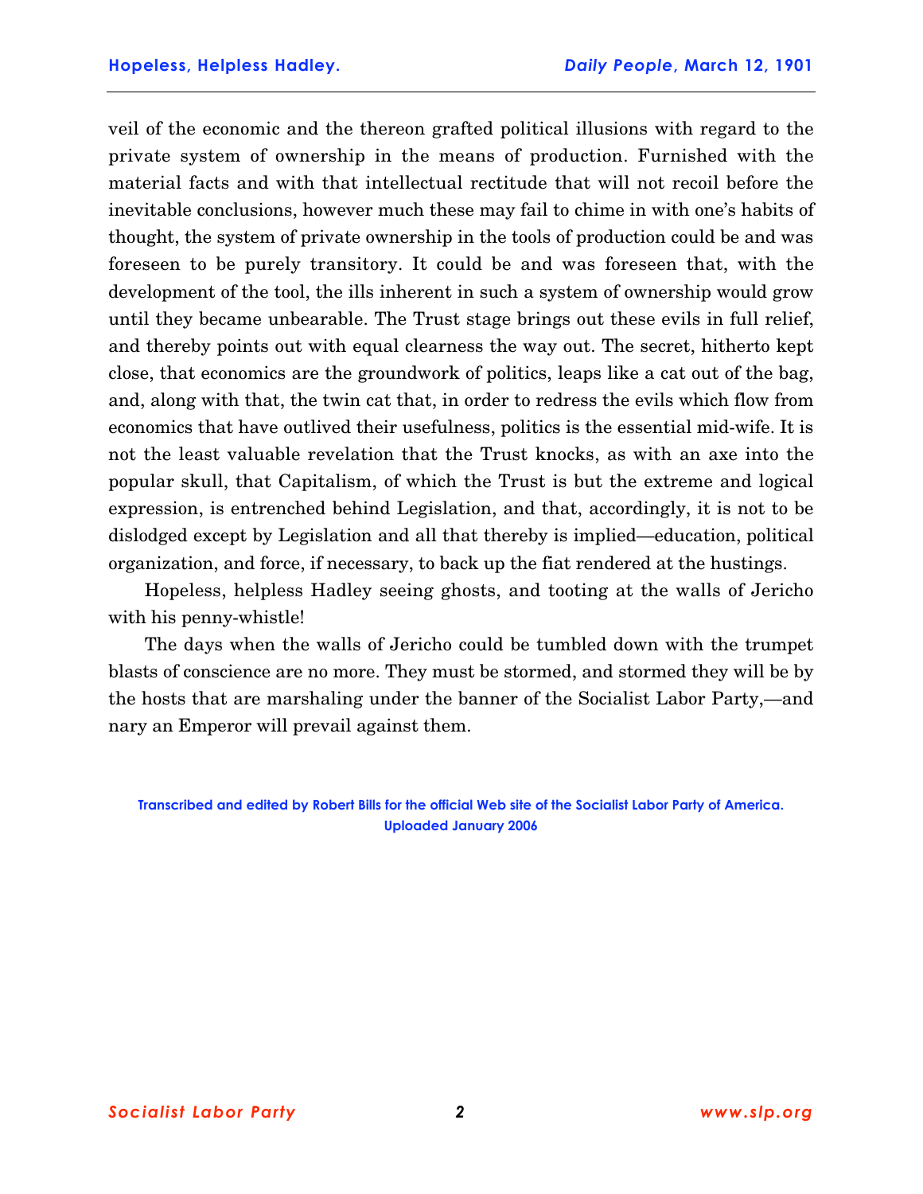veil of the economic and the thereon grafted political illusions with regard to the private system of ownership in the means of production. Furnished with the material facts and with that intellectual rectitude that will not recoil before the inevitable conclusions, however much these may fail to chime in with one's habits of thought, the system of private ownership in the tools of production could be and was foreseen to be purely transitory. It could be and was foreseen that, with the development of the tool, the ills inherent in such a system of ownership would grow until they became unbearable. The Trust stage brings out these evils in full relief, and thereby points out with equal clearness the way out. The secret, hitherto kept close, that economics are the groundwork of politics, leaps like a cat out of the bag, and, along with that, the twin cat that, in order to redress the evils which flow from economics that have outlived their usefulness, politics is the essential mid-wife. It is not the least valuable revelation that the Trust knocks, as with an axe into the popular skull, that Capitalism, of which the Trust is but the extreme and logical expression, is entrenched behind Legislation, and that, accordingly, it is not to be dislodged except by Legislation and all that thereby is implied—education, political organization, and force, if necessary, to back up the fiat rendered at the hustings.

Hopeless, helpless Hadley seeing ghosts, and tooting at the walls of Jericho with his penny-whistle!

The days when the walls of Jericho could be tumbled down with the trumpet blasts of conscience are no more. They must be stormed, and stormed they will be by the hosts that are marshaling under the banner of the Socialist Labor Party,—and nary an Emperor will prevail against them.

**Transcribed and edited by Robert Bills for the official Web site of the Socialist Labor Party of America. Uploaded January 2006**